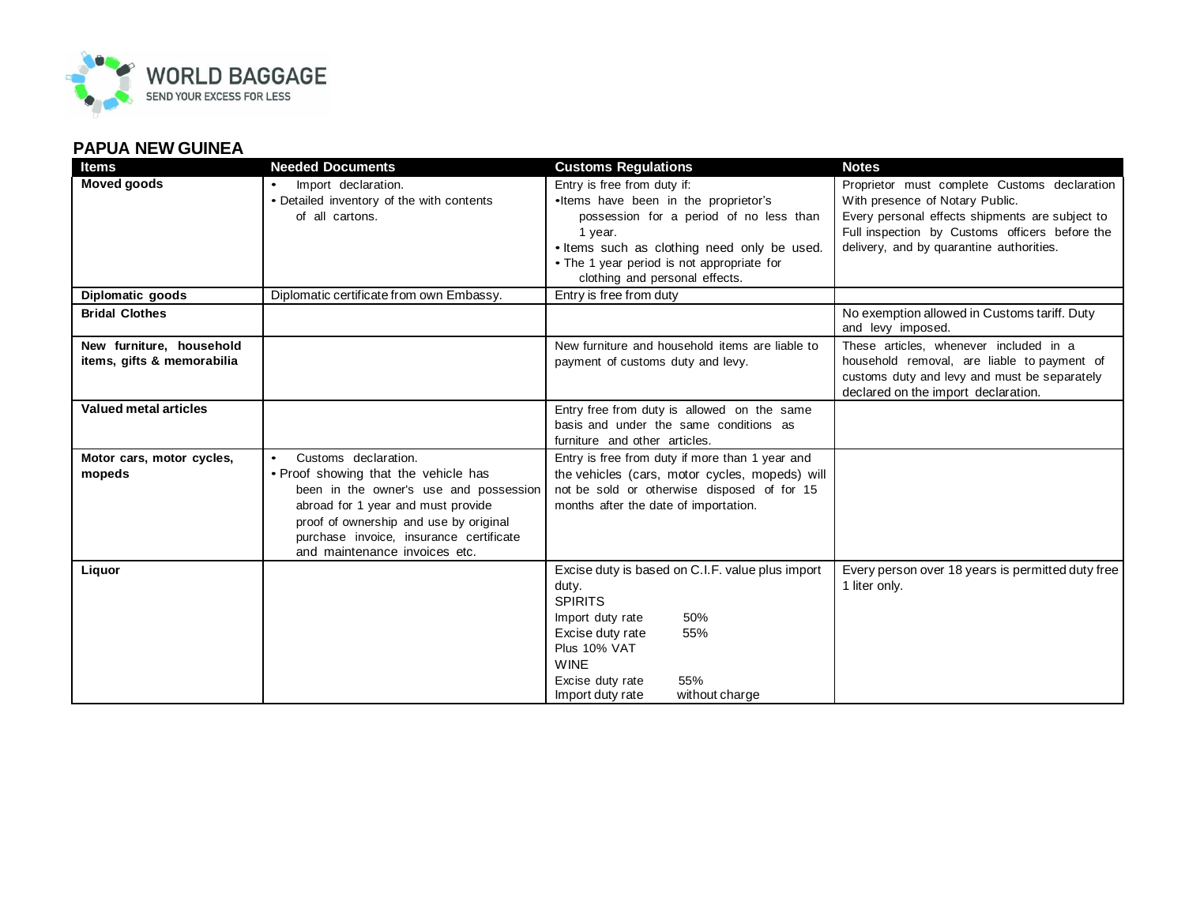WORLD BAGGAGE
SEND YOUR EXCESS FOR LESS

## PAPUA NEW GUINEA

| Items | Needed Documents | Customs Regulations | Notes |
|---|---|---|---|
| **Moved goods** | • Import declaration.<br>• Detailed inventory of the with contents of all cartons. | Entry is free from duty if:<br>•Items have been in the proprietor's possession for a period of no less than 1 year.<br>• Items such as clothing need only be used.<br>• The 1 year period is not appropriate for clothing and personal effects. | Proprietor must complete Customs declaration With presence of Notary Public.<br>Every personal effects shipments are subject to Full inspection by Customs officers before the delivery, and by quarantine authorities. |
| **Diplomatic goods** | Diplomatic certificate from own Embassy. | Entry is free from duty | |
| **Bridal Clothes** | | | No exemption allowed in Customs tariff. Duty and levy imposed. |
| **New furniture, household items, gifts & memorabilia** | | New furniture and household items are liable to payment of customs duty and levy. | These articles, whenever included in a household removal, are liable to payment of customs duty and levy and must be separately declared on the import declaration. |
| **Valued metal articles** | | Entry free from duty is allowed on the same basis and under the same conditions as furniture and other articles. | |
| **Motor cars, motor cycles, mopeds** | • Customs declaration.<br>• Proof showing that the vehicle has been in the owner's use and possession abroad for 1 year and must provide proof of ownership and use by original purchase invoice, insurance certificate and maintenance invoices etc. | Entry is free from duty if more than 1 year and the vehicles (cars, motor cycles, mopeds) will not be sold or otherwise disposed of for 15 months after the date of importation. | |
| **Liquor** | | Excise duty is based on C.I.F. value plus import duty.<br>SPIRITS<br>Import duty rate 50%<br>Excise duty rate 55%<br>Plus 10% VAT<br>WINE<br>Excise duty rate 55%<br>Import duty rate without charge | Every person over 18 years is permitted duty free 1 liter only. |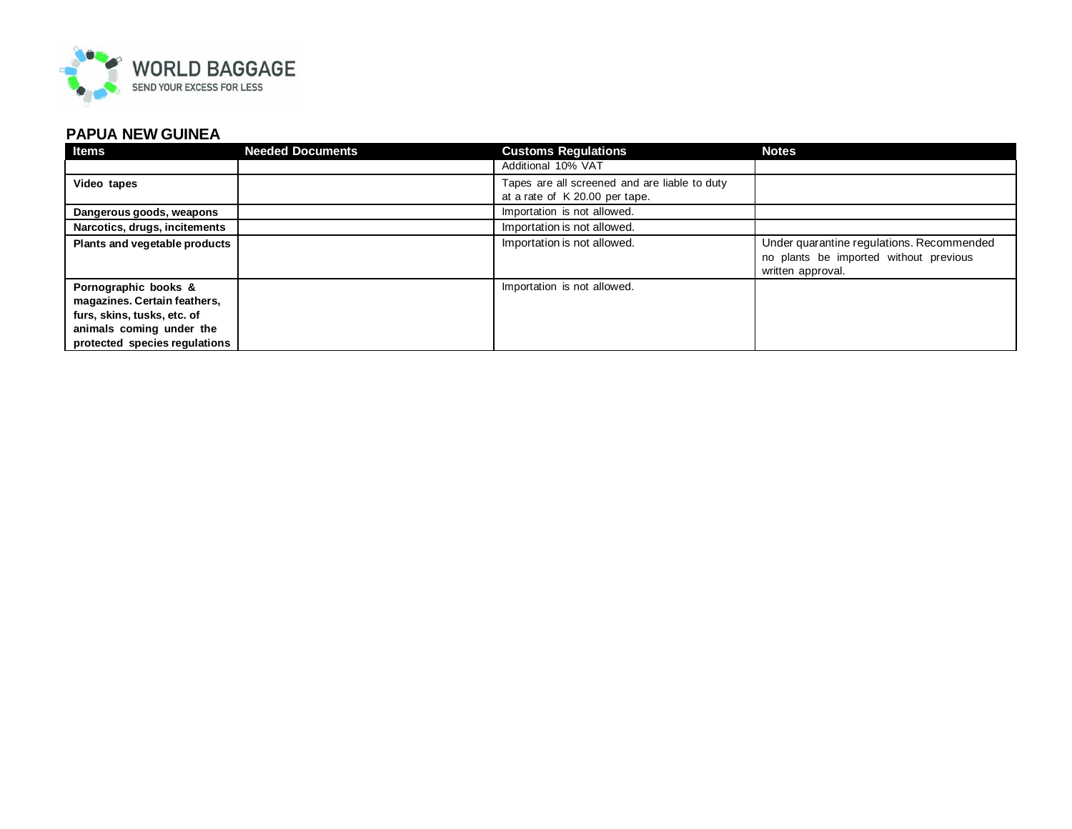## PAPUA NEW GUINEA

| Items | Needed Documents | Customs Regulations | Notes |
| --- | --- | --- | --- |
| | | Additional 10% VAT | |
| **Video tapes** | | Tapes are all screened and are liable to duty at a rate of K 20.00 per tape. | |
| **Dangerous goods, weapons** | | Importation is not allowed. | |
| **Narcotics, drugs, incitements** | | Importation is not allowed. | |
| **Plants and vegetable products** | | Importation is not allowed. | Under quarantine regulations. Recommended no plants be imported without previous written approval. |
| **Pornographic books & magazines. Certain feathers, furs, skins, tusks, etc. of animals coming under the protected species regulations** | | Importation is not allowed. | |